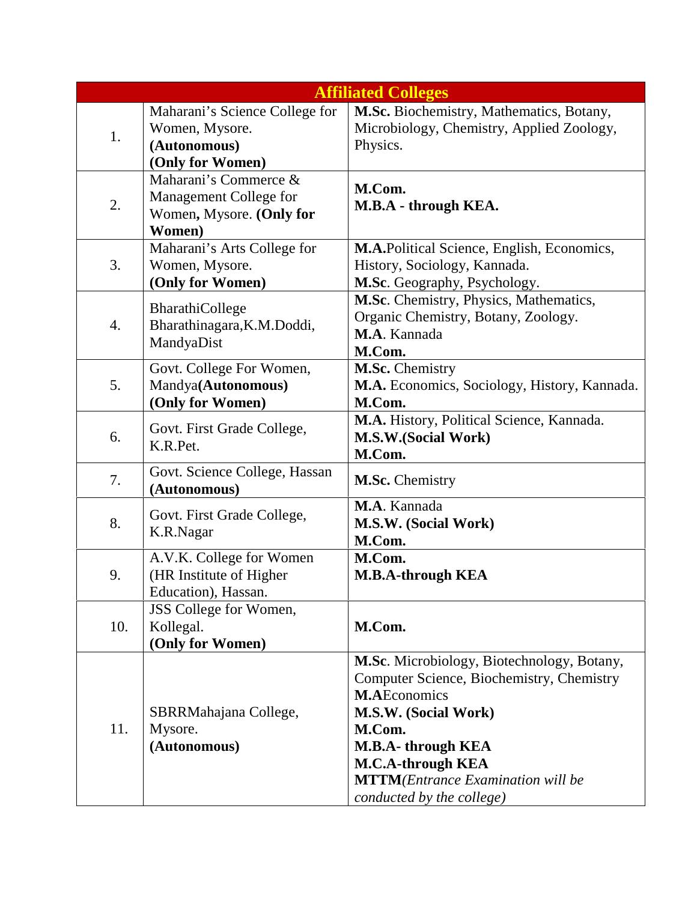| Affiliated Colleges | | |
|---|---|---|
| 1. | Maharani's Science College for Women, Mysore. **(Autonomous)** **(Only for Women)** | **M.Sc.** Biochemistry, Mathematics, Botany, Microbiology, Chemistry, Applied Zoology, Physics. |
| 2. | Maharani's Commerce & Management College for Women**,** Mysore. **(Only for Women)** | **M.Com.**<br>**M.B.A - through KEA.** |
| 3. | Maharani's Arts College for Women, Mysore. **(Only for Women)** | **M.A.**Political Science, English, Economics, History, Sociology, Kannada.<br>**M.Sc**. Geography, Psychology. |
| 4. | BharathiCollege Bharathinagara,K.M.Doddi, MandyaDist | **M.Sc**. Chemistry, Physics, Mathematics, Organic Chemistry, Botany, Zoology.<br>**M.A**. Kannada<br>**M.Com.** |
| 5. | Govt. College For Women, Mandya**(Autonomous)** **(Only for Women)** | **M.Sc.** Chemistry<br>**M.A.** Economics, Sociology, History, Kannada.<br>**M.Com.** |
| 6. | Govt. First Grade College, K.R.Pet. | **M.A.** History, Political Science, Kannada.<br>**M.S.W.(Social Work)**<br>**M.Com.** |
| 7. | Govt. Science College, Hassan **(Autonomous)** | **M.Sc.** Chemistry |
| 8. | Govt. First Grade College, K.R.Nagar | **M.A**. Kannada<br>**M.S.W. (Social Work)**<br>**M.Com.** |
| 9. | A.V.K. College for Women (HR Institute of Higher Education), Hassan. | **M.Com.**<br>**M.B.A-through KEA** |
| 10. | JSS College for Women, Kollegal. **(Only for Women)** | **M.Com.** |
| 11. | SBRRMahajana College, Mysore. **(Autonomous)** | **M.Sc**. Microbiology, Biotechnology, Botany, Computer Science, Biochemistry, Chemistry<br>**M.A**Economics<br>**M.S.W. (Social Work)**<br>**M.Com.**<br>**M.B.A- through KEA**<br>**M.C.A-through KEA**<br>**MTTM***(Entrance Examination will be conducted by the college)* |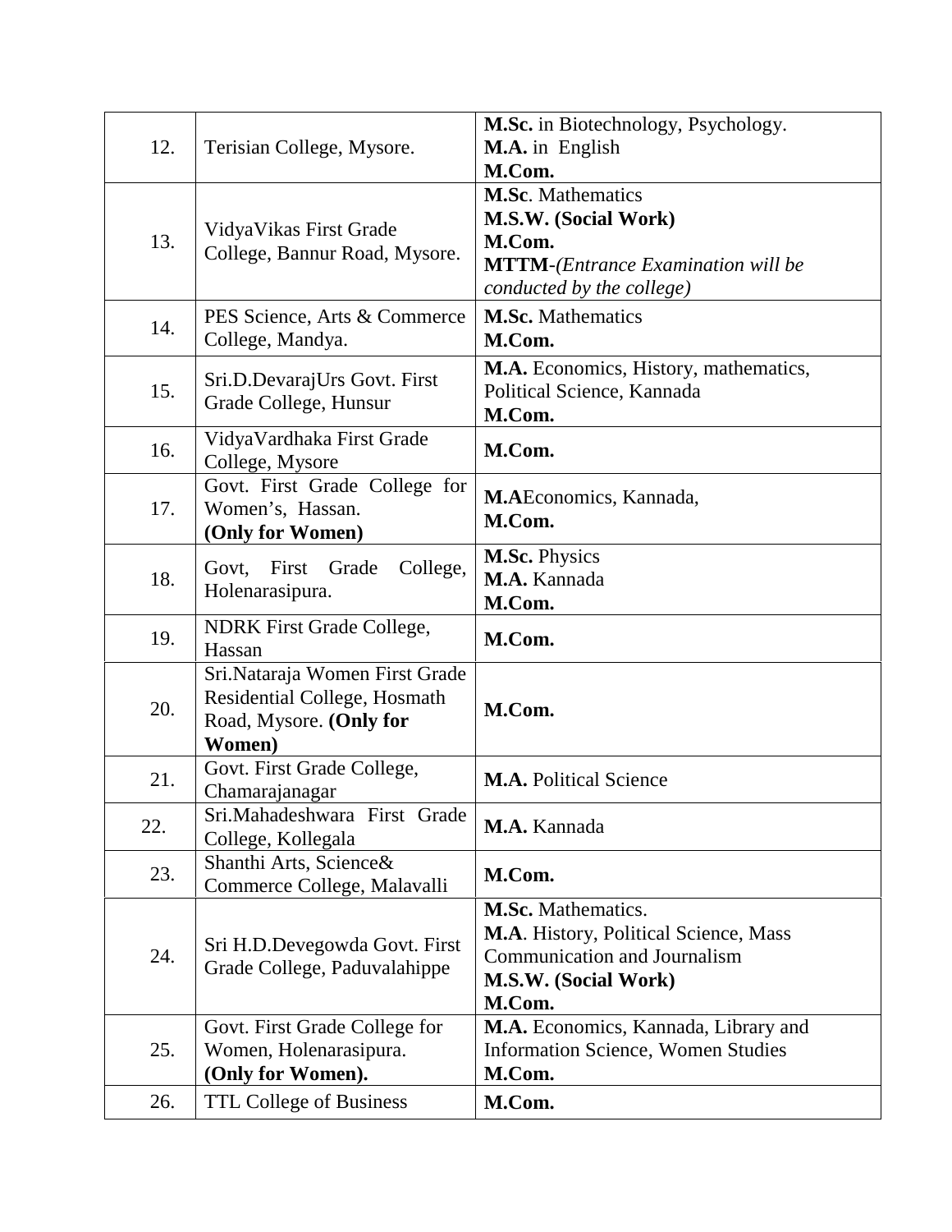| | | |
|---|---|---|
| 12. | Terisian College, Mysore. | **M.Sc.** in Biotechnology, Psychology.<br>**M.A.** in English<br>**M.Com.** |
| 13. | VidyaVikas First Grade College, Bannur Road, Mysore. | **M.Sc**. Mathematics<br>**M.S.W. (Social Work)**<br>**M.Com.**<br>**MTTM**-*(Entrance Examination will be conducted by the college)* |
| 14. | PES Science, Arts & Commerce College, Mandya. | **M.Sc.** Mathematics<br>**M.Com.** |
| 15. | Sri.D.DevarajUrs Govt. First Grade College, Hunsur | **M.A.** Economics, History, mathematics, Political Science, Kannada<br>**M.Com.** |
| 16. | VidyaVardhaka First Grade College, Mysore | **M.Com.** |
| 17. | Govt. First Grade College for Women's, Hassan.<br>**(Only for Women)** | **M.A**Economics, Kannada,<br>**M.Com.** |
| 18. | Govt, First Grade College, Holenarasipura. | **M.Sc.** Physics<br>**M.A.** Kannada<br>**M.Com.** |
| 19. | NDRK First Grade College, Hassan | **M.Com.** |
| 20. | Sri.Nataraja Women First Grade Residential College, Hosmath Road, Mysore. **(Only for Women)** | **M.Com.** |
| 21. | Govt. First Grade College, Chamarajanagar | **M.A.** Political Science |
| 22. | Sri.Mahadeshwara First Grade College, Kollegala | **M.A.** Kannada |
| 23. | Shanthi Arts, Science& Commerce College, Malavalli | **M.Com.** |
| 24. | Sri H.D.Devegowda Govt. First Grade College, Paduvalahippe | **M.Sc.** Mathematics.<br>**M.A**. History, Political Science, Mass Communication and Journalism<br>**M.S.W. (Social Work)**<br>**M.Com.** |
| 25. | Govt. First Grade College for Women, Holenarasipura.<br>**(Only for Women).** | **M.A.** Economics, Kannada, Library and Information Science, Women Studies<br>**M.Com.** |
| 26. | TTL College of Business | **M.Com.** |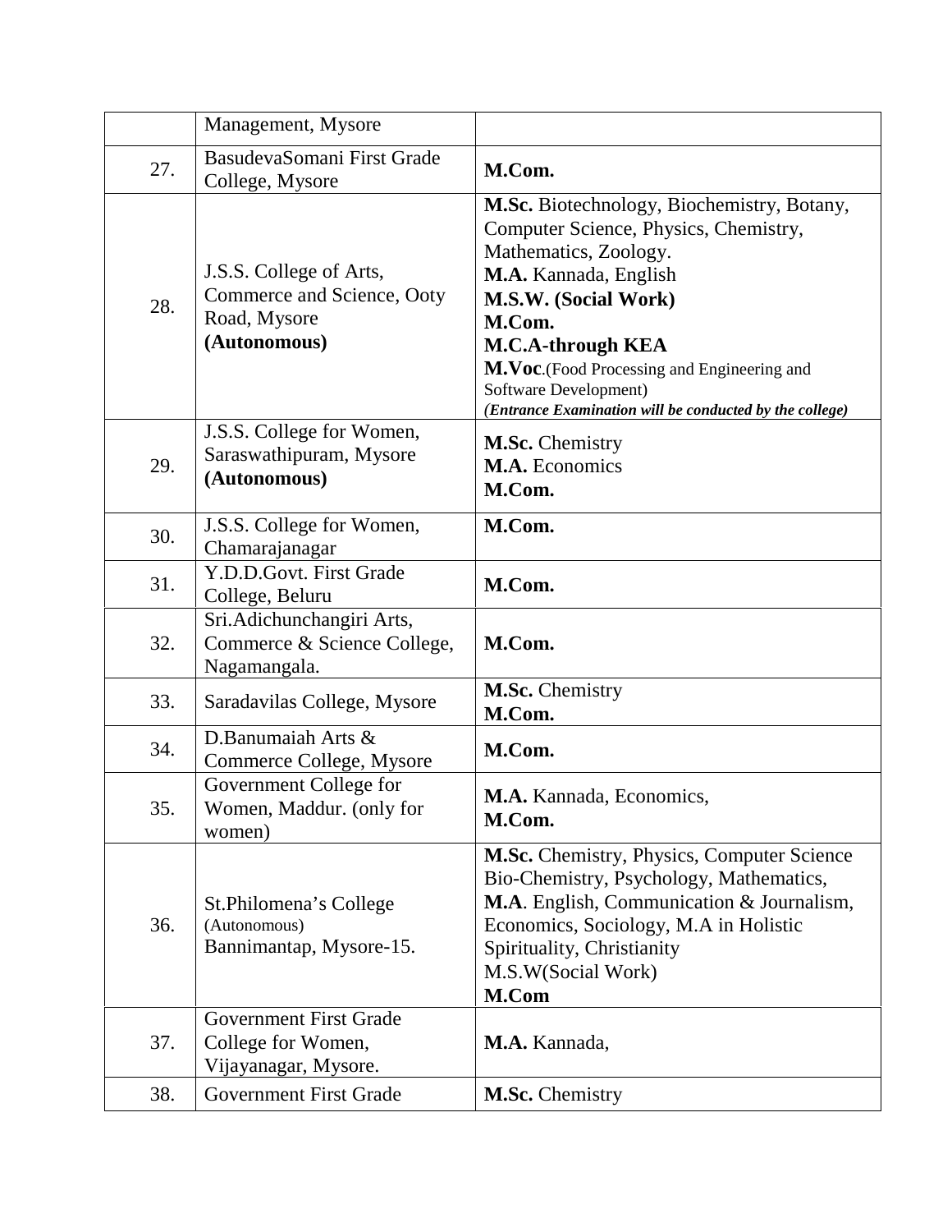| | | |
|---|---|---|
| | Management, Mysore | |
| 27. | BasudevaSomani First Grade College, Mysore | **M.Com.** |
| 28. | J.S.S. College of Arts, Commerce and Science, Ooty Road, Mysore **(Autonomous)** | **M.Sc.** Biotechnology, Biochemistry, Botany, Computer Science, Physics, Chemistry, Mathematics, Zoology.<br>**M.A.** Kannada, English<br>**M.S.W. (Social Work)**<br>**M.Com.**<br>**M.C.A-through KEA**<br>**M.Voc**.(Food Processing and Engineering and Software Development)<br>***(Entrance Examination will be conducted by the college)*** |
| 29. | J.S.S. College for Women, Saraswathipuram, Mysore **(Autonomous)** | **M.Sc.** Chemistry<br>**M.A.** Economics<br>**M.Com.** |
| 30. | J.S.S. College for Women, Chamarajanagar | **M.Com.** |
| 31. | Y.D.D.Govt. First Grade College, Beluru | **M.Com.** |
| 32. | Sri.Adichunchangiri Arts, Commerce & Science College, Nagamangala. | **M.Com.** |
| 33. | Saradavilas College, Mysore | **M.Sc.** Chemistry<br>**M.Com.** |
| 34. | D.Banumaiah Arts & Commerce College, Mysore | **M.Com.** |
| 35. | Government College for Women, Maddur. (only for women) | **M.A.** Kannada, Economics,<br>**M.Com.** |
| 36. | St.Philomena's College (Autonomous) Bannimantap, Mysore-15. | **M.Sc.** Chemistry, Physics, Computer Science Bio-Chemistry, Psychology, Mathematics,<br>**M.A**. English, Communication & Journalism, Economics, Sociology, M.A in Holistic Spirituality, Christianity<br>M.S.W(Social Work)<br>**M.Com** |
| 37. | Government First Grade College for Women, Vijayanagar, Mysore. | **M.A.** Kannada, |
| 38. | Government First Grade | **M.Sc.** Chemistry |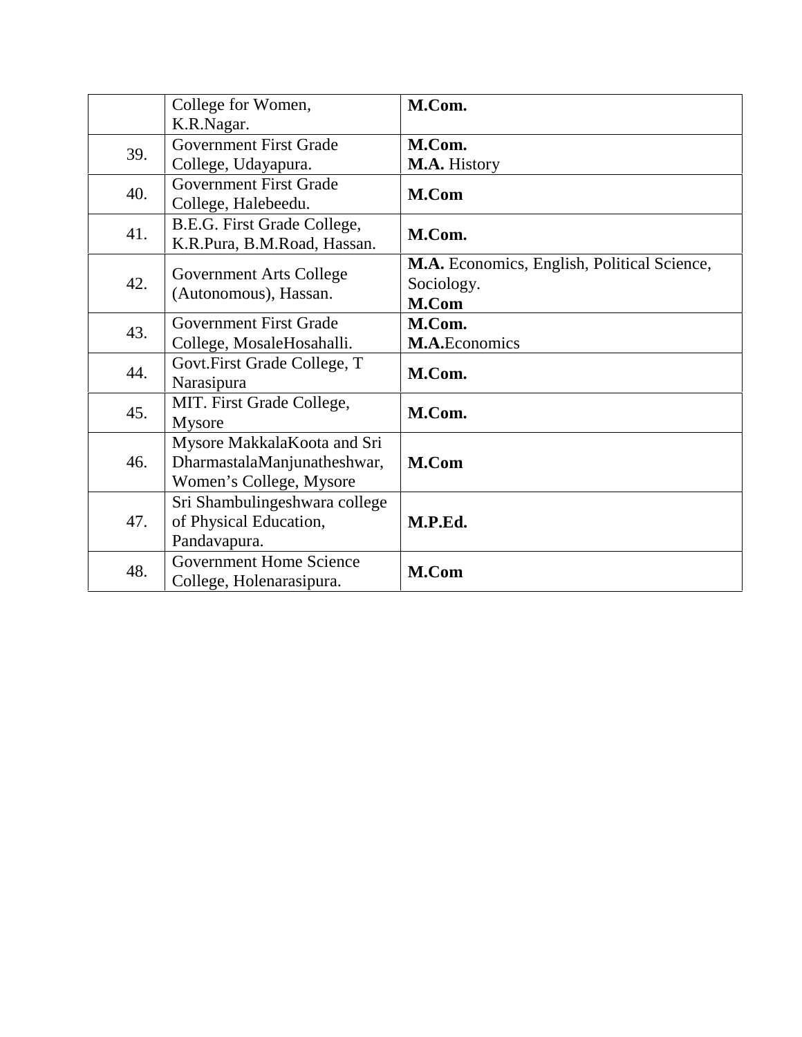| | | |
|---|---|---|
| | College for Women, K.R.Nagar. | **M.Com.** |
| 39. | Government First Grade College, Udayapura. | **M.Com.**<br>**M.A.** History |
| 40. | Government First Grade College, Halebeedu. | **M.Com** |
| 41. | B.E.G. First Grade College, K.R.Pura, B.M.Road, Hassan. | **M.Com.** |
| 42. | Government Arts College (Autonomous), Hassan. | **M.A.** Economics, English, Political Science, Sociology.<br>**M.Com** |
| 43. | Government First Grade College, MosaleHosahalli. | **M.Com.**<br>**M.A.**Economics |
| 44. | Govt.First Grade College, T Narasipura | **M.Com.** |
| 45. | MIT. First Grade College, Mysore | **M.Com.** |
| 46. | Mysore MakkalaKoota and Sri DharmastalaManjunatheshwar, Women's College, Mysore | **M.Com** |
| 47. | Sri Shambulingeshwara college of Physical Education, Pandavapura. | **M.P.Ed.** |
| 48. | Government Home Science College, Holenarasipura. | **M.Com** |